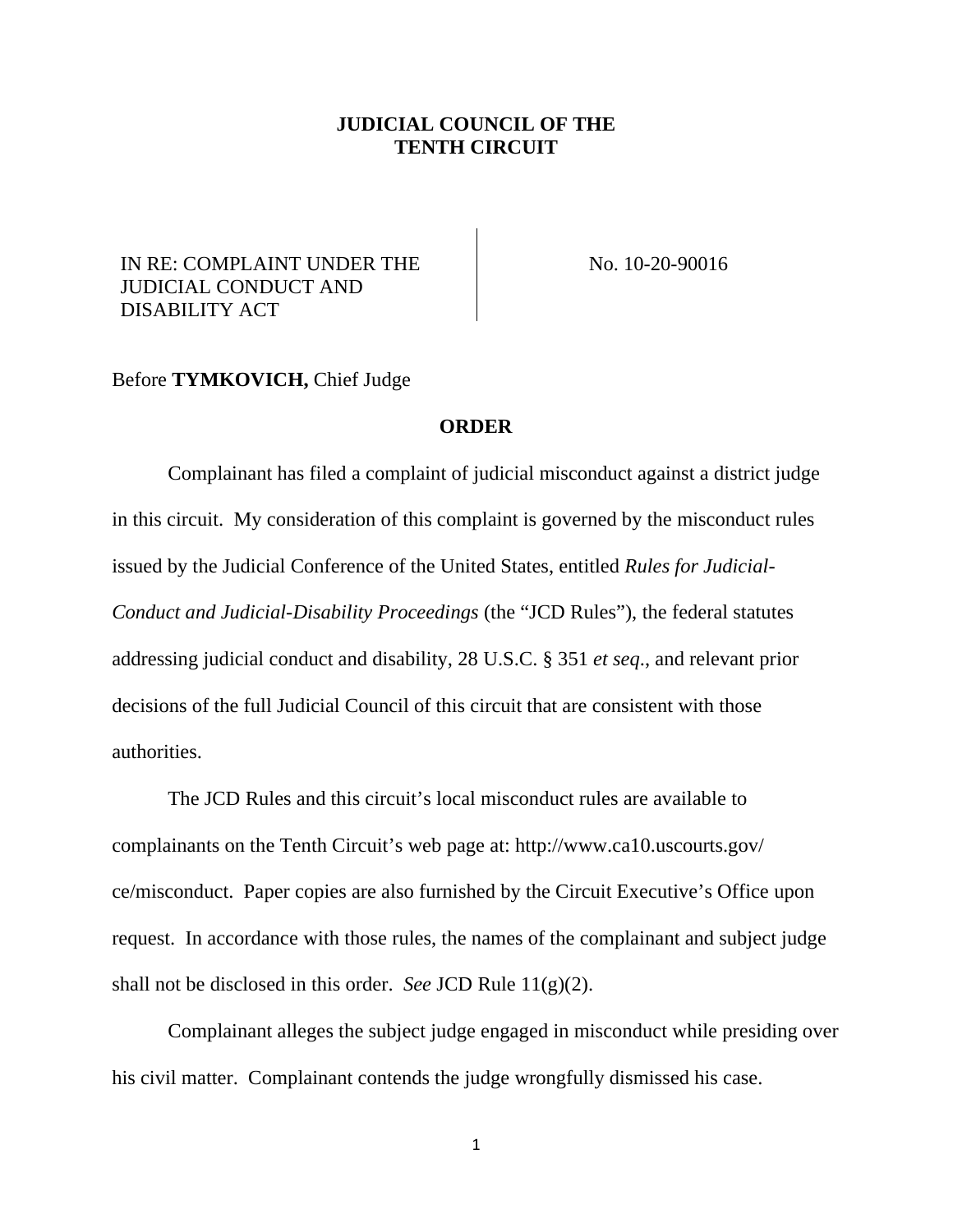**JUDICIAL COUNCIL OF THE TENTH CIRCUIT**

| IN RE: COMPLAINT UNDER THE JUDICIAL CONDUCT AND DISABILITY ACT | No. 10-20-90016 |
| --- | --- |

Before **TYMKOVICH,** Chief Judge

**ORDER**

Complainant has filed a complaint of judicial misconduct against a district judge in this circuit. My consideration of this complaint is governed by the misconduct rules issued by the Judicial Conference of the United States, entitled *Rules for Judicial-Conduct and Judicial-Disability Proceedings* (the "JCD Rules"), the federal statutes addressing judicial conduct and disability, 28 U.S.C. § 351 *et seq*., and relevant prior decisions of the full Judicial Council of this circuit that are consistent with those authorities.

The JCD Rules and this circuit's local misconduct rules are available to complainants on the Tenth Circuit's web page at: http://www.ca10.uscourts.gov/ce/misconduct. Paper copies are also furnished by the Circuit Executive's Office upon request. In accordance with those rules, the names of the complainant and subject judge shall not be disclosed in this order. *See* JCD Rule 11(g)(2).

Complainant alleges the subject judge engaged in misconduct while presiding over his civil matter. Complainant contends the judge wrongfully dismissed his case.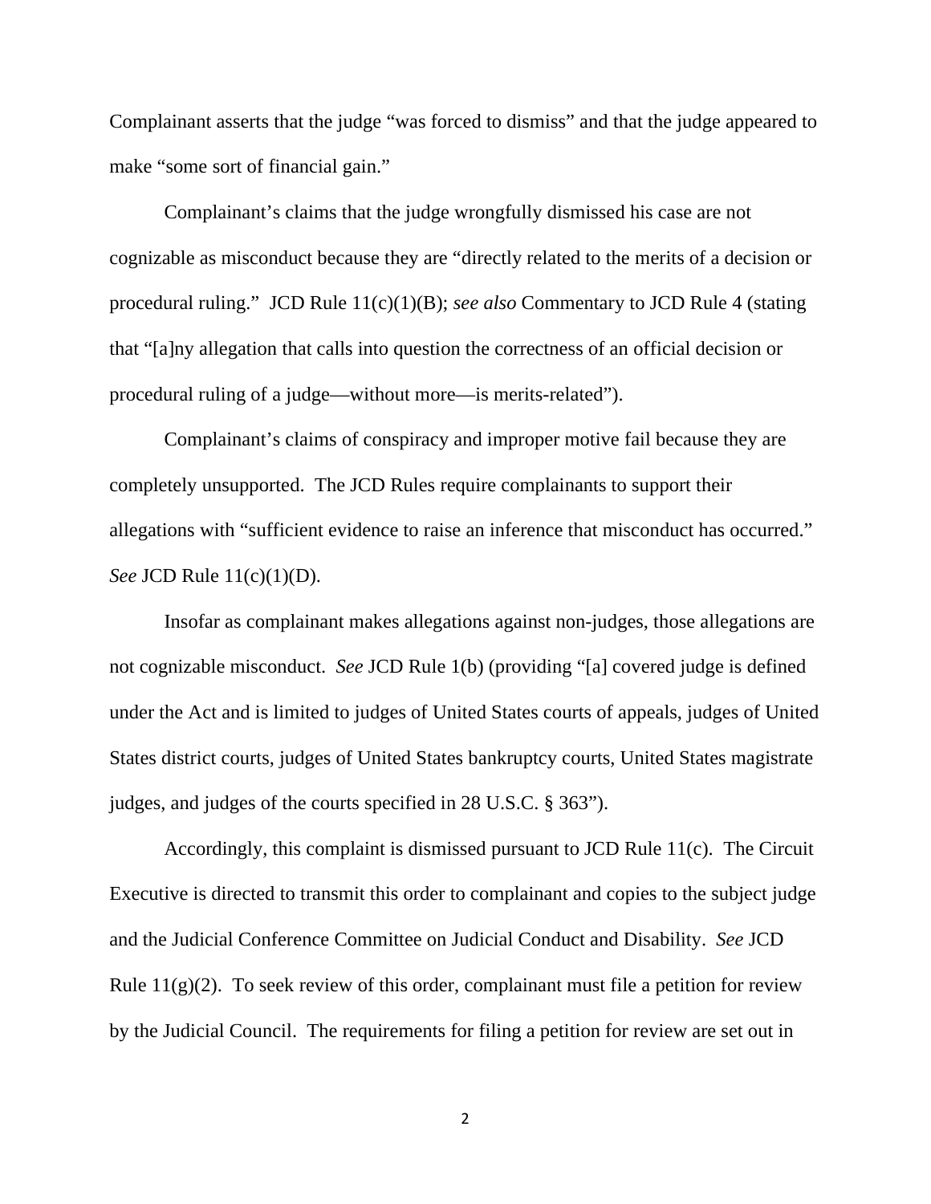Complainant asserts that the judge "was forced to dismiss" and that the judge appeared to make "some sort of financial gain."

Complainant's claims that the judge wrongfully dismissed his case are not cognizable as misconduct because they are "directly related to the merits of a decision or procedural ruling." JCD Rule 11(c)(1)(B); *see also* Commentary to JCD Rule 4 (stating that "[a]ny allegation that calls into question the correctness of an official decision or procedural ruling of a judge—without more—is merits-related").

Complainant's claims of conspiracy and improper motive fail because they are completely unsupported. The JCD Rules require complainants to support their allegations with "sufficient evidence to raise an inference that misconduct has occurred." *See* JCD Rule 11(c)(1)(D).

Insofar as complainant makes allegations against non-judges, those allegations are not cognizable misconduct. *See* JCD Rule 1(b) (providing "[a] covered judge is defined under the Act and is limited to judges of United States courts of appeals, judges of United States district courts, judges of United States bankruptcy courts, United States magistrate judges, and judges of the courts specified in 28 U.S.C. § 363").

Accordingly, this complaint is dismissed pursuant to JCD Rule 11(c). The Circuit Executive is directed to transmit this order to complainant and copies to the subject judge and the Judicial Conference Committee on Judicial Conduct and Disability. *See* JCD Rule 11(g)(2). To seek review of this order, complainant must file a petition for review by the Judicial Council. The requirements for filing a petition for review are set out in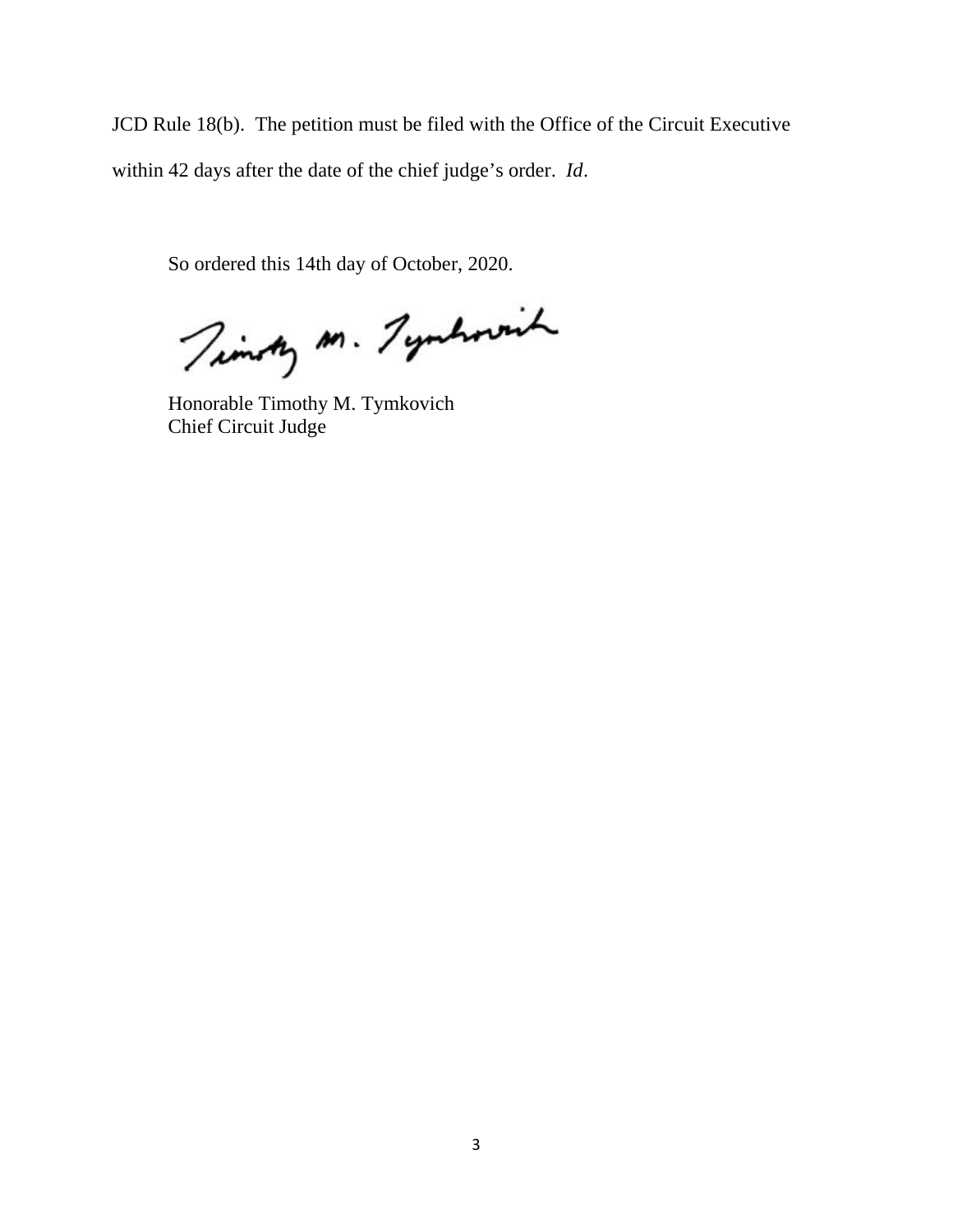JCD Rule 18(b). The petition must be filed with the Office of the Circuit Executive within 42 days after the date of the chief judge's order. *Id*.

So ordered this 14th day of October, 2020.

Honorable Timothy M. Tymkovich
Chief Circuit Judge